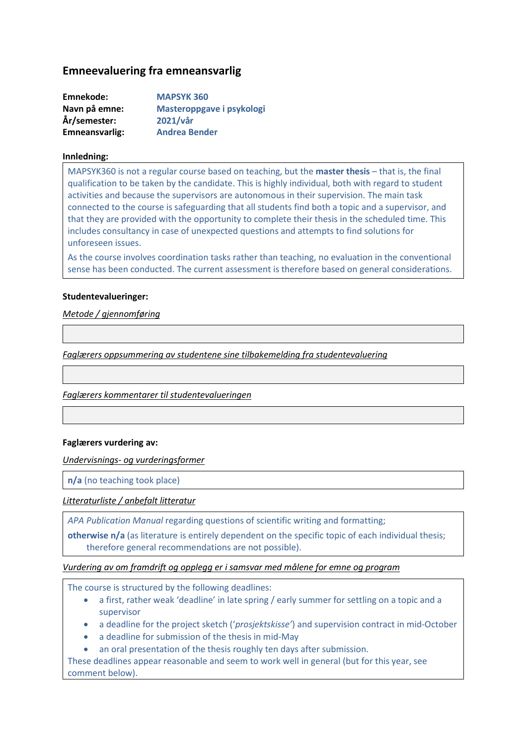## Emneevaluering fra emneansvarlig

**Emnekode:** **MAPSYK 360**
**Navn på emne:** **Masteroppgave i psykologi**
**År/semester:** **2021/vår**
**Emneansvarlig:** **Andrea Bender**

**Innledning:**

MAPSYK360 is not a regular course based on teaching, but the **master thesis** – that is, the final qualification to be taken by the candidate. This is highly individual, both with regard to student activities and because the supervisors are autonomous in their supervision. The main task connected to the course is safeguarding that all students find both a topic and a supervisor, and that they are provided with the opportunity to complete their thesis in the scheduled time. This includes consultancy in case of unexpected questions and attempts to find solutions for unforeseen issues.

As the course involves coordination tasks rather than teaching, no evaluation in the conventional sense has been conducted. The current assessment is therefore based on general considerations.

**Studentevalueringer:**

*Metode / gjennomføring*

*Faglærers oppsummering av studentene sine tilbakemelding fra studentevaluering*

*Faglærers kommentarer til studentevalueringen*

**Faglærers vurdering av:**

*Undervisnings- og vurderingsformer*

**n/a** (no teaching took place)

*Litteraturliste / anbefalt litteratur*

*APA Publication Manual* regarding questions of scientific writing and formatting;

**otherwise n/a** (as literature is entirely dependent on the specific topic of each individual thesis; therefore general recommendations are not possible).

*Vurdering av om framdrift og opplegg er i samsvar med målene for emne og program*

The course is structured by the following deadlines:

- a first, rather weak 'deadline' in late spring / early summer for settling on a topic and a supervisor
- a deadline for the project sketch ('*prosjektskisse*') and supervision contract in mid-October
- a deadline for submission of the thesis in mid-May
- an oral presentation of the thesis roughly ten days after submission.

These deadlines appear reasonable and seem to work well in general (but for this year, see comment below).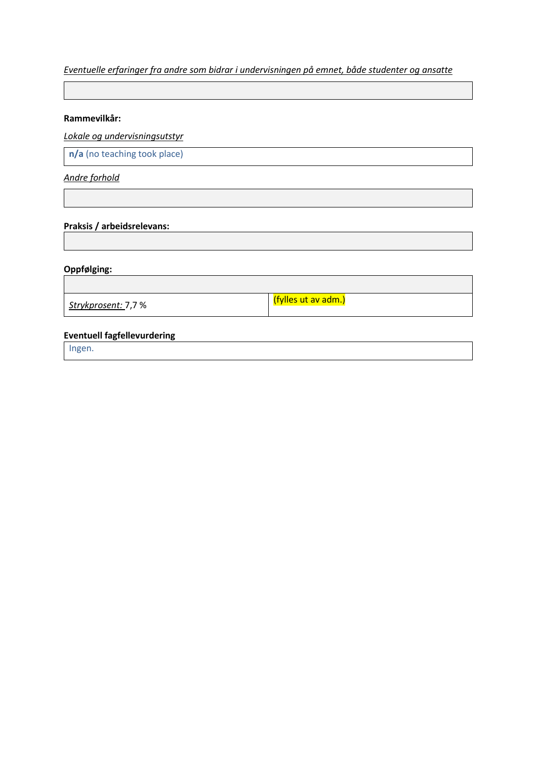*Eventuelle erfaringer fra andre som bidrar i undervisningen på emnet, både studenter og ansatte*

**Rammevilkår:**

*Lokale og undervisningsutstyr*

**n/a** (no teaching took place)

*Andre forhold*

**Praksis / arbeidsrelevans:**

**Oppfølging:**

| | |
|---|---|
| *Strykprosent:* 7,7 % | (fylles ut av adm.) |

**Eventuell fagfellevurdering**

Ingen.